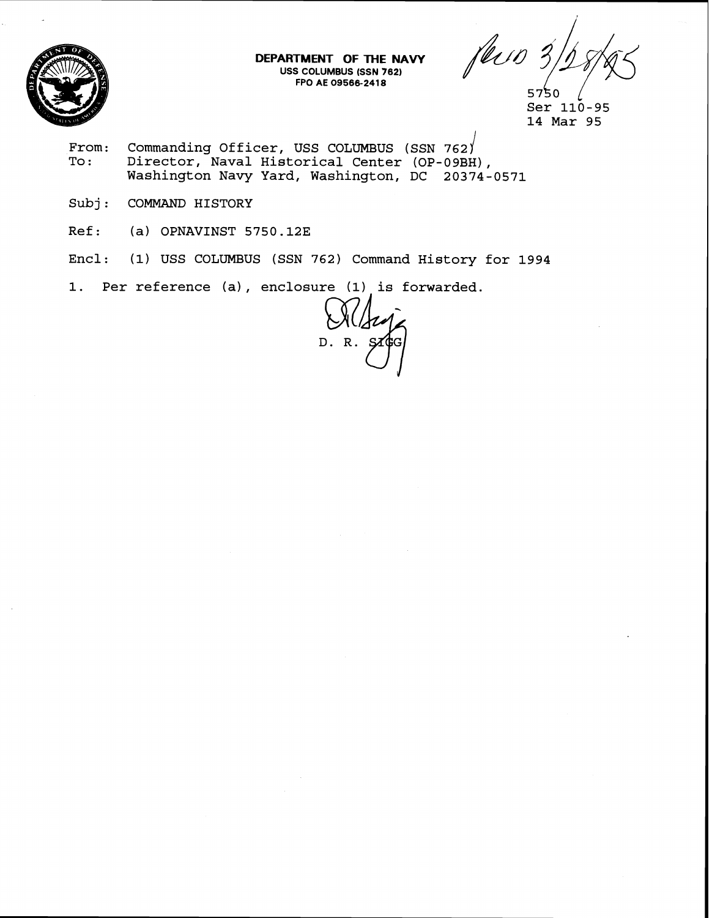**DEPARTMENT OF THE NAVY**
**USS COLUMBUS (SSN 762)**
**FPO AE 09566-2418**

Rec'd 3/28/95

5750
Ser 110-95
14 Mar 95

From: Commanding Officer, USS COLUMBUS (SSN 762)
To: Director, Naval Historical Center (OP-09BH), Washington Navy Yard, Washington, DC 20374-0571

Subj: COMMAND HISTORY

Ref: (a) OPNAVINST 5750.12E

Encl: (1) USS COLUMBUS (SSN 762) Command History for 1994

1. Per reference (a), enclosure (1) is forwarded.

D. R. SIGG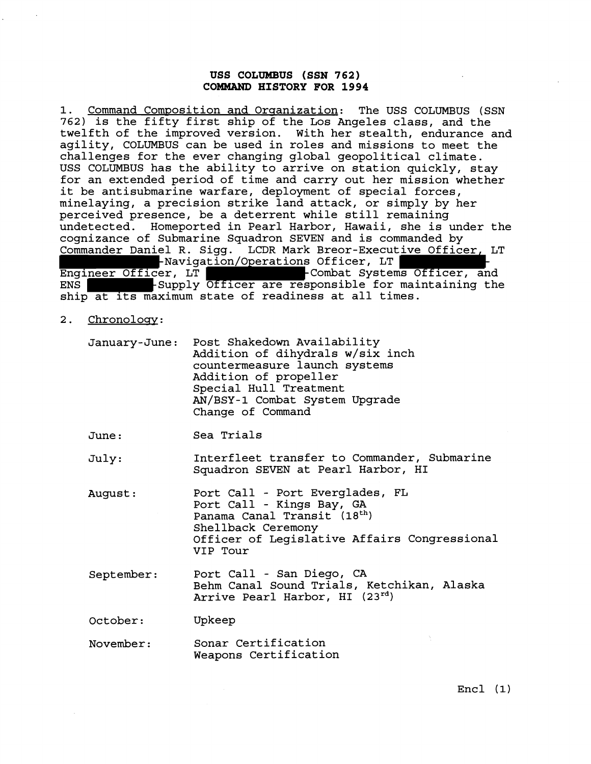**USS COLUMBUS (SSN 762)**
**COMMAND HISTORY FOR 1994**

1. Command Composition and Organization: The USS COLUMBUS (SSN 762) is the fifty first ship of the Los Angeles class, and the twelfth of the improved version. With her stealth, endurance and agility, COLUMBUS can be used in roles and missions to meet the challenges for the ever changing global geopolitical climate. USS COLUMBUS has the ability to arrive on station quickly, stay for an extended period of time and carry out her mission whether it be antisubmarine warfare, deployment of special forces, minelaying, a precision strike land attack, or simply by her perceived presence, be a deterrent while still remaining undetected. Homeported in Pearl Harbor, Hawaii, she is under the cognizance of Submarine Squadron SEVEN and is commanded by Commander Daniel R. Sigg. LCDR Mark Breor-Executive Officer, LT [REDACTED]-Navigation/Operations Officer, LT [REDACTED]-Engineer Officer, LT [REDACTED]-Combat Systems Officer, and ENS [REDACTED]-Supply Officer are responsible for maintaining the ship at its maximum state of readiness at all times.

2. Chronology:

| | |
|---|---|
| January-June: | Post Shakedown Availability<br>Addition of dihydrals w/six inch countermeasure launch systems<br>Addition of propeller<br>Special Hull Treatment<br>AN/BSY-1 Combat System Upgrade<br>Change of Command |
| June: | Sea Trials |
| July: | Interfleet transfer to Commander, Submarine Squadron SEVEN at Pearl Harbor, HI |
| August: | Port Call - Port Everglades, FL<br>Port Call - Kings Bay, GA<br>Panama Canal Transit (18th)<br>Shellback Ceremony<br>Officer of Legislative Affairs Congressional VIP Tour |
| September: | Port Call - San Diego, CA<br>Behm Canal Sound Trials, Ketchikan, Alaska<br>Arrive Pearl Harbor, HI (23rd) |
| October: | Upkeep |
| November: | Sonar Certification<br>Weapons Certification |

Encl (1)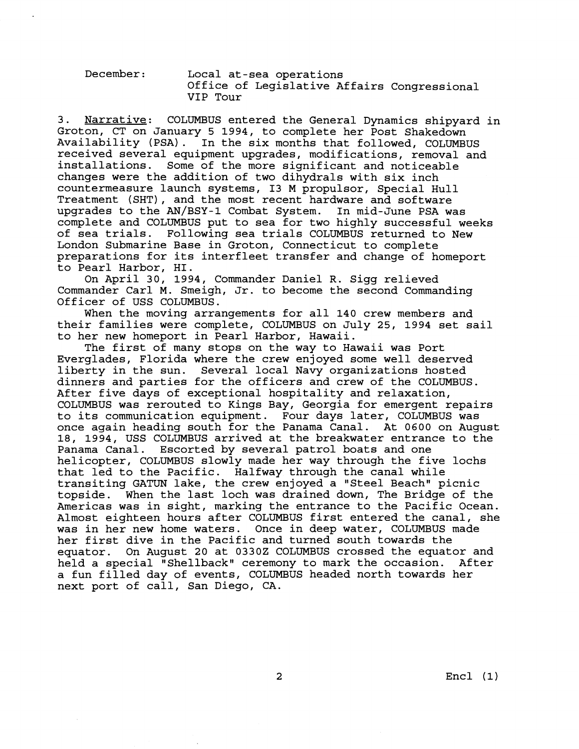December: Local at-sea operations
Office of Legislative Affairs Congressional VIP Tour

3. Narrative: COLUMBUS entered the General Dynamics shipyard in Groton, CT on January 5 1994, to complete her Post Shakedown Availability (PSA). In the six months that followed, COLUMBUS received several equipment upgrades, modifications, removal and installations. Some of the more significant and noticeable changes were the addition of two dihydrals with six inch countermeasure launch systems, I3 M propulsor, Special Hull Treatment (SHT), and the most recent hardware and software upgrades to the AN/BSY-1 Combat System. In mid-June PSA was complete and COLUMBUS put to sea for two highly successful weeks of sea trials. Following sea trials COLUMBUS returned to New London Submarine Base in Groton, Connecticut to complete preparations for its interfleet transfer and change of homeport to Pearl Harbor, HI.

On April 30, 1994, Commander Daniel R. Sigg relieved Commander Carl M. Smeigh, Jr. to become the second Commanding Officer of USS COLUMBUS.

When the moving arrangements for all 140 crew members and their families were complete, COLUMBUS on July 25, 1994 set sail to her new homeport in Pearl Harbor, Hawaii.

The first of many stops on the way to Hawaii was Port Everglades, Florida where the crew enjoyed some well deserved liberty in the sun. Several local Navy organizations hosted dinners and parties for the officers and crew of the COLUMBUS. After five days of exceptional hospitality and relaxation, COLUMBUS was rerouted to Kings Bay, Georgia for emergent repairs to its communication equipment. Four days later, COLUMBUS was once again heading south for the Panama Canal. At 0600 on August 18, 1994, USS COLUMBUS arrived at the breakwater entrance to the Panama Canal. Escorted by several patrol boats and one helicopter, COLUMBUS slowly made her way through the five lochs that led to the Pacific. Halfway through the canal while transiting GATUN lake, the crew enjoyed a "Steel Beach" picnic topside. When the last loch was drained down, The Bridge of the Americas was in sight, marking the entrance to the Pacific Ocean. Almost eighteen hours after COLUMBUS first entered the canal, she was in her new home waters. Once in deep water, COLUMBUS made her first dive in the Pacific and turned south towards the equator. On August 20 at 0330Z COLUMBUS crossed the equator and held a special "Shellback" ceremony to mark the occasion. After a fun filled day of events, COLUMBUS headed north towards her next port of call, San Diego, CA.

Encl (1)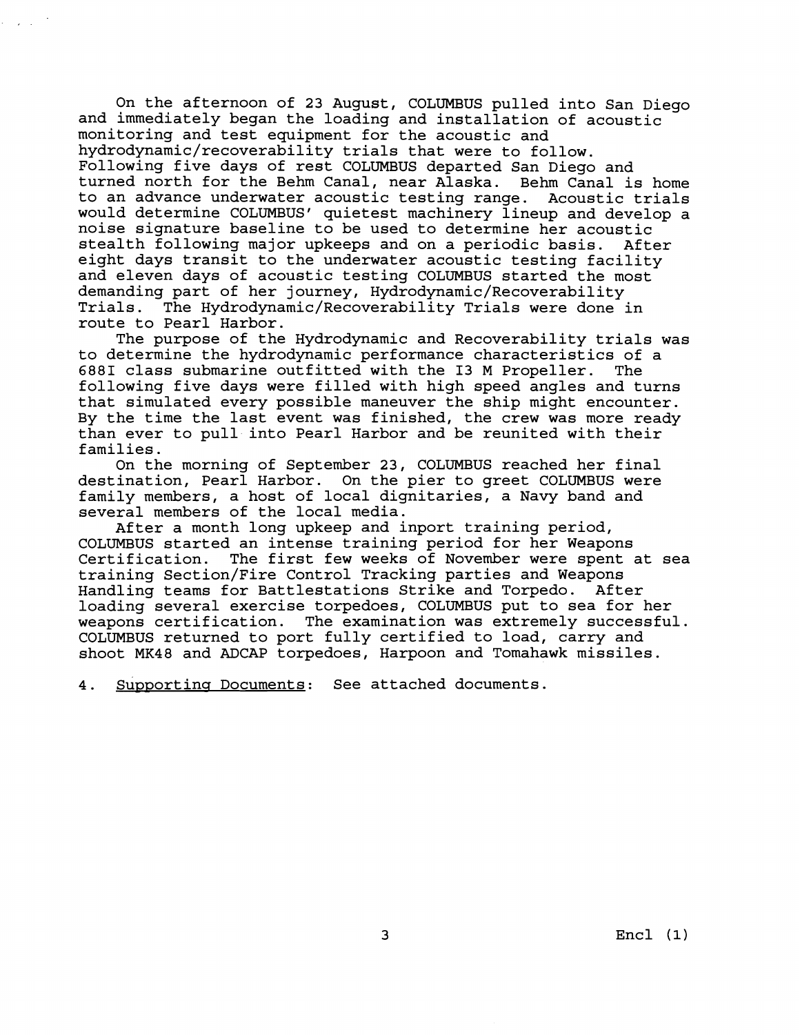On the afternoon of 23 August, COLUMBUS pulled into San Diego and immediately began the loading and installation of acoustic monitoring and test equipment for the acoustic and hydrodynamic/recoverability trials that were to follow. Following five days of rest COLUMBUS departed San Diego and turned north for the Behm Canal, near Alaska. Behm Canal is home to an advance underwater acoustic testing range. Acoustic trials would determine COLUMBUS' quietest machinery lineup and develop a noise signature baseline to be used to determine her acoustic stealth following major upkeeps and on a periodic basis. After eight days transit to the underwater acoustic testing facility and eleven days of acoustic testing COLUMBUS started the most demanding part of her journey, Hydrodynamic/Recoverability Trials. The Hydrodynamic/Recoverability Trials were done in route to Pearl Harbor.

The purpose of the Hydrodynamic and Recoverability trials was to determine the hydrodynamic performance characteristics of a 688I class submarine outfitted with the I3 M Propeller. The following five days were filled with high speed angles and turns that simulated every possible maneuver the ship might encounter. By the time the last event was finished, the crew was more ready than ever to pull into Pearl Harbor and be reunited with their families.

On the morning of September 23, COLUMBUS reached her final destination, Pearl Harbor. On the pier to greet COLUMBUS were family members, a host of local dignitaries, a Navy band and several members of the local media.

After a month long upkeep and inport training period, COLUMBUS started an intense training period for her Weapons Certification. The first few weeks of November were spent at sea training Section/Fire Control Tracking parties and Weapons Handling teams for Battlestations Strike and Torpedo. After loading several exercise torpedoes, COLUMBUS put to sea for her weapons certification. The examination was extremely successful. COLUMBUS returned to port fully certified to load, carry and shoot MK48 and ADCAP torpedoes, Harpoon and Tomahawk missiles.

4. Supporting Documents: See attached documents.

Encl (1)